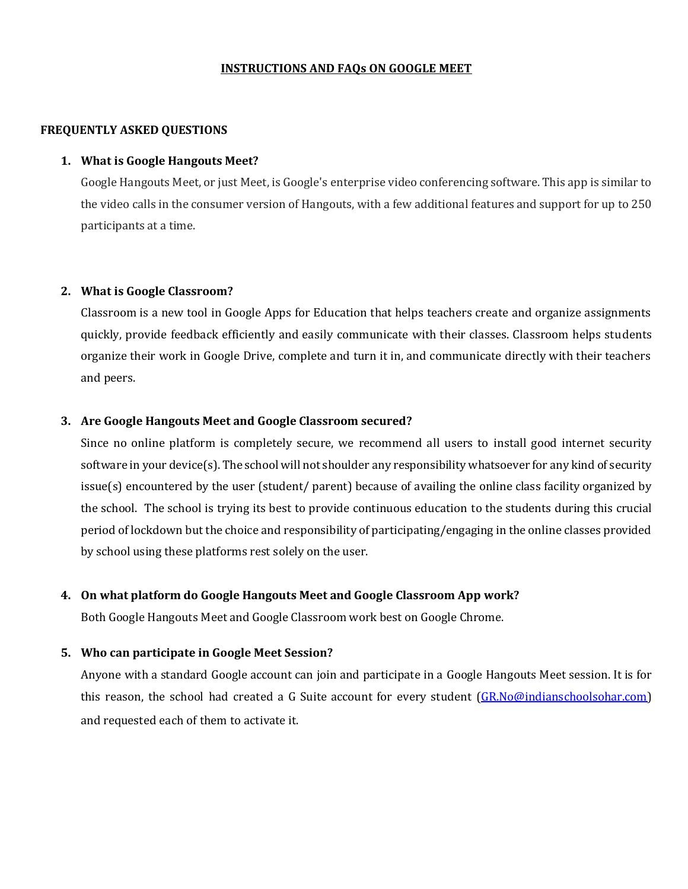# INSTRUCTIONS AND FAQs ON GOOGLE MEET

## FREQUENTLY ASKED QUESTIONS

1. **What is Google Hangouts Meet?**

   Google Hangouts Meet, or just Meet, is Google's enterprise video conferencing software. This app is similar to the video calls in the consumer version of Hangouts, with a few additional features and support for up to 250 participants at a time.

2. **What is Google Classroom?**

   Classroom is a new tool in Google Apps for Education that helps teachers create and organize assignments quickly, provide feedback efficiently and easily communicate with their classes. Classroom helps students organize their work in Google Drive, complete and turn it in, and communicate directly with their teachers and peers.

3. **Are Google Hangouts Meet and Google Classroom secured?**

   Since no online platform is completely secure, we recommend all users to install good internet security software in your device(s). The school will not shoulder any responsibility whatsoever for any kind of security issue(s) encountered by the user (student/ parent) because of availing the online class facility organized by the school. The school is trying its best to provide continuous education to the students during this crucial period of lockdown but the choice and responsibility of participating/engaging in the online classes provided by school using these platforms rest solely on the user.

4. **On what platform do Google Hangouts Meet and Google Classroom App work?**

   Both Google Hangouts Meet and Google Classroom work best on Google Chrome.

5. **Who can participate in Google Meet Session?**

   Anyone with a standard Google account can join and participate in a Google Hangouts Meet session. It is for this reason, the school had created a G Suite account for every student (GR.No@indianschoolsohar.com) and requested each of them to activate it.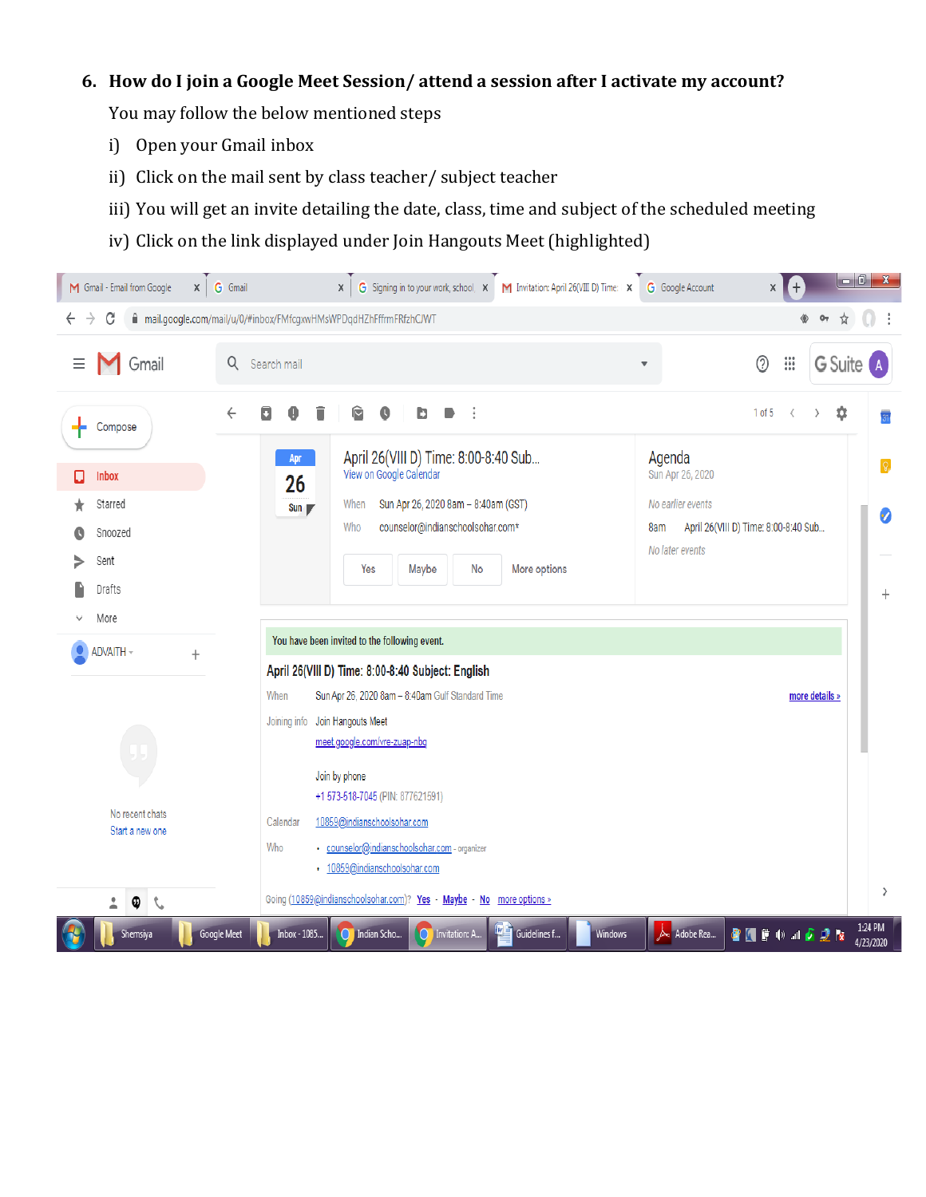6. **How do I join a Google Meet Session/ attend a session after I activate my account?**

You may follow the below mentioned steps

i) Open your Gmail inbox

ii) Click on the mail sent by class teacher/ subject teacher

iii) You will get an invite detailing the date, class, time and subject of the scheduled meeting

iv) Click on the link displayed under Join Hangouts Meet (highlighted)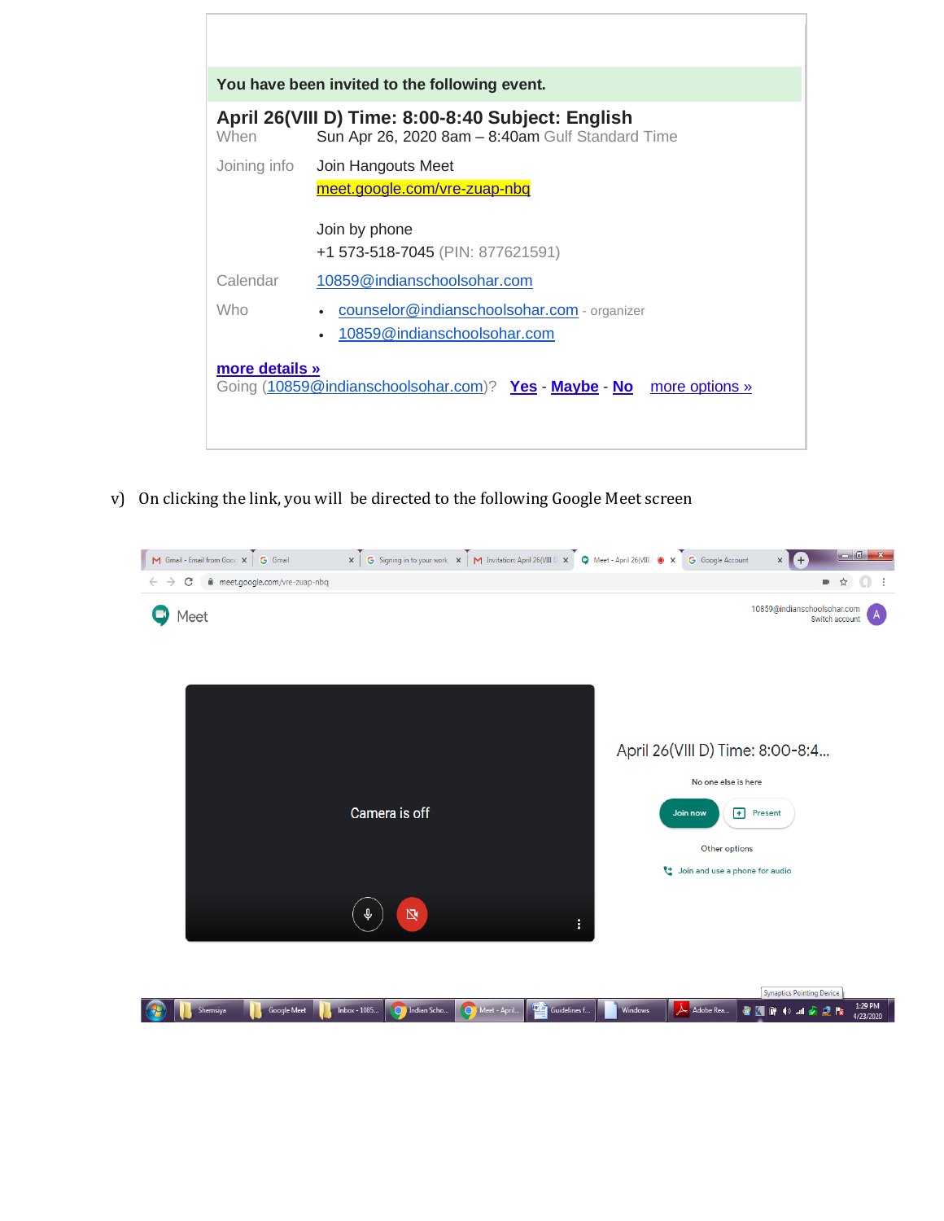You have been invited to the following event.

**April 26(VIII D) Time: 8:00-8:40 Subject: English**

When Sun Apr 26, 2020 8am – 8:40am Gulf Standard Time

Joining info Join Hangouts Meet
meet.google.com/vre-zuap-nbq

Join by phone
+1 573-518-7045 (PIN: 877621591)

Calendar 10859@indianschoolsohar.com

Who
- counselor@indianschoolsohar.com - organizer
- 10859@indianschoolsohar.com

**more details »**

Going (10859@indianschoolsohar.com)? **Yes** - **Maybe** - **No** more options »

v) On clicking the link, you will be directed to the following Google Meet screen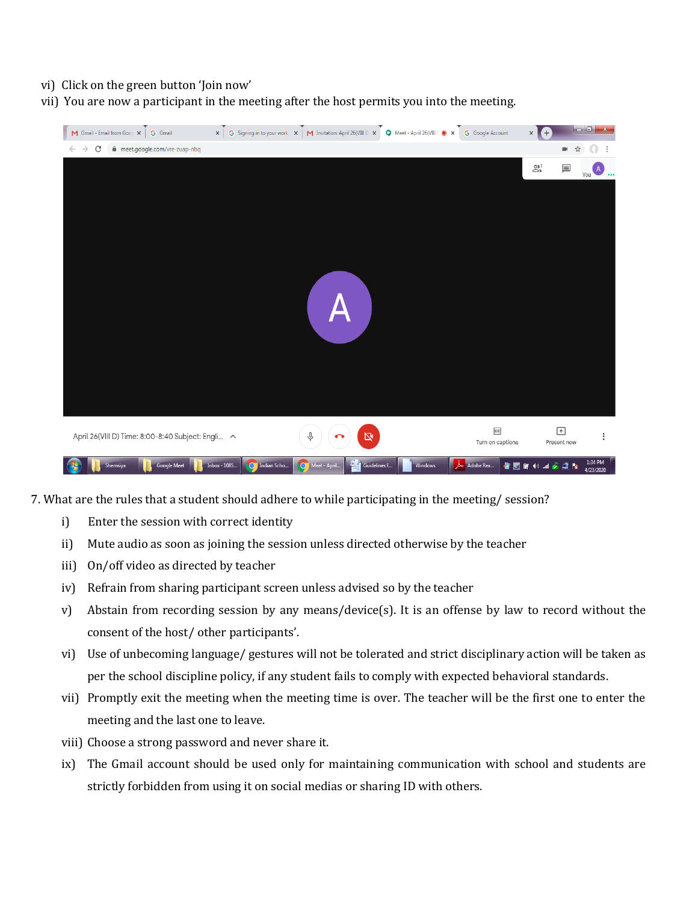vi) Click on the green button 'Join now'

vii) You are now a participant in the meeting after the host permits you into the meeting.

7. What are the rules that a student should adhere to while participating in the meeting/ session?

i) Enter the session with correct identity

ii) Mute audio as soon as joining the session unless directed otherwise by the teacher

iii) On/off video as directed by teacher

iv) Refrain from sharing participant screen unless advised so by the teacher

v) Abstain from recording session by any means/device(s). It is an offense by law to record without the consent of the host/ other participants'.

vi) Use of unbecoming language/ gestures will not be tolerated and strict disciplinary action will be taken as per the school discipline policy, if any student fails to comply with expected behavioral standards.

vii) Promptly exit the meeting when the meeting time is over. The teacher will be the first one to enter the meeting and the last one to leave.

viii) Choose a strong password and never share it.

ix) The Gmail account should be used only for maintaining communication with school and students are strictly forbidden from using it on social medias or sharing ID with others.